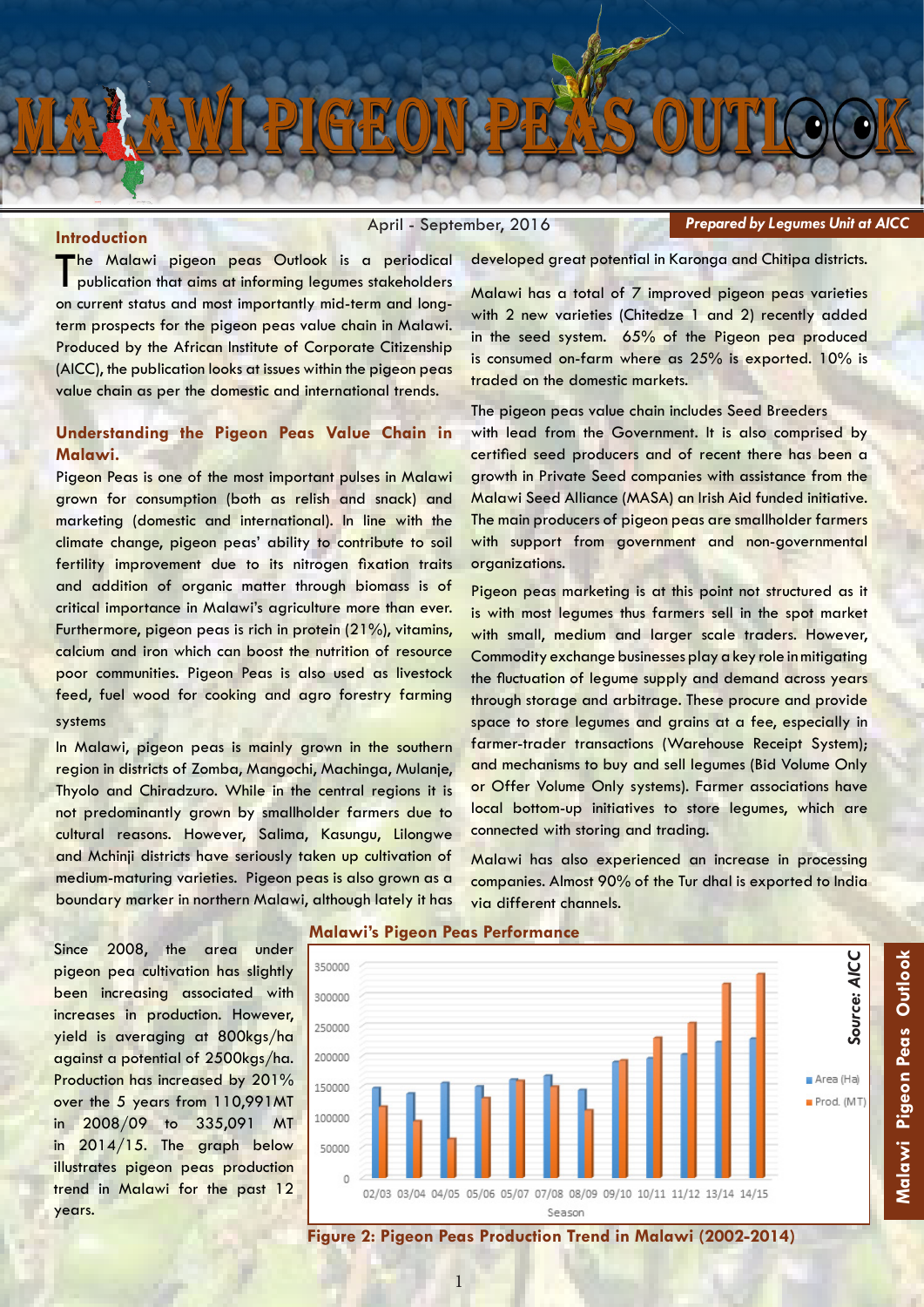# MALAWI PIGEON PEAS OUTLOOK

April - September, 2016

***Prepared by Legumes Unit at AICC***

## Introduction

The Malawi pigeon peas Outlook is a periodical publication that aims at informing legumes stakeholders on current status and most importantly mid-term and long-term prospects for the pigeon peas value chain in Malawi. Produced by the African Institute of Corporate Citizenship (AICC), the publication looks at issues within the pigeon peas value chain as per the domestic and international trends.

## Understanding the Pigeon Peas Value Chain in Malawi.

Pigeon Peas is one of the most important pulses in Malawi grown for consumption (both as relish and snack) and marketing (domestic and international). In line with the climate change, pigeon peas' ability to contribute to soil fertility improvement due to its nitrogen fixation traits and addition of organic matter through biomass is of critical importance in Malawi's agriculture more than ever. Furthermore, pigeon peas is rich in protein (21%), vitamins, calcium and iron which can boost the nutrition of resource poor communities. Pigeon Peas is also used as livestock feed, fuel wood for cooking and agro forestry farming systems

In Malawi, pigeon peas is mainly grown in the southern region in districts of Zomba, Mangochi, Machinga, Mulanje, Thyolo and Chiradzuro. While in the central regions it is not predominantly grown by smallholder farmers due to cultural reasons. However, Salima, Kasungu, Lilongwe and Mchinji districts have seriously taken up cultivation of medium-maturing varieties. Pigeon peas is also grown as a boundary marker in northern Malawi, although lately it has developed great potential in Karonga and Chitipa districts.

Malawi has a total of 7 improved pigeon peas varieties with 2 new varieties (Chitedze 1 and 2) recently added in the seed system. 65% of the Pigeon pea produced is consumed on-farm where as 25% is exported. 10% is traded on the domestic markets.

The pigeon peas value chain includes Seed Breeders with lead from the Government. It is also comprised by certified seed producers and of recent there has been a growth in Private Seed companies with assistance from the Malawi Seed Alliance (MASA) an Irish Aid funded initiative. The main producers of pigeon peas are smallholder farmers with support from government and non-governmental organizations.

Pigeon peas marketing is at this point not structured as it is with most legumes thus farmers sell in the spot market with small, medium and larger scale traders. However, Commodity exchange businesses play a key role in mitigating the fluctuation of legume supply and demand across years through storage and arbitrage. These procure and provide space to store legumes and grains at a fee, especially in farmer-trader transactions (Warehouse Receipt System); and mechanisms to buy and sell legumes (Bid Volume Only or Offer Volume Only systems). Farmer associations have local bottom-up initiatives to store legumes, which are connected with storing and trading.

Malawi has also experienced an increase in processing companies. Almost 90% of the Tur dhal is exported to India via different channels.

Since 2008, the area under pigeon pea cultivation has slightly been increasing associated with increases in production. However, yield is averaging at 800kgs/ha against a potential of 2500kgs/ha. Production has increased by 201% over the 5 years from 110,991MT in 2008/09 to 335,091 MT in 2014/15. The graph below illustrates pigeon peas production trend in Malawi for the past 12 years.

### Malawi's Pigeon Peas Performance

**Figure 2: Pigeon Peas Production Trend in Malawi (2002-2014)**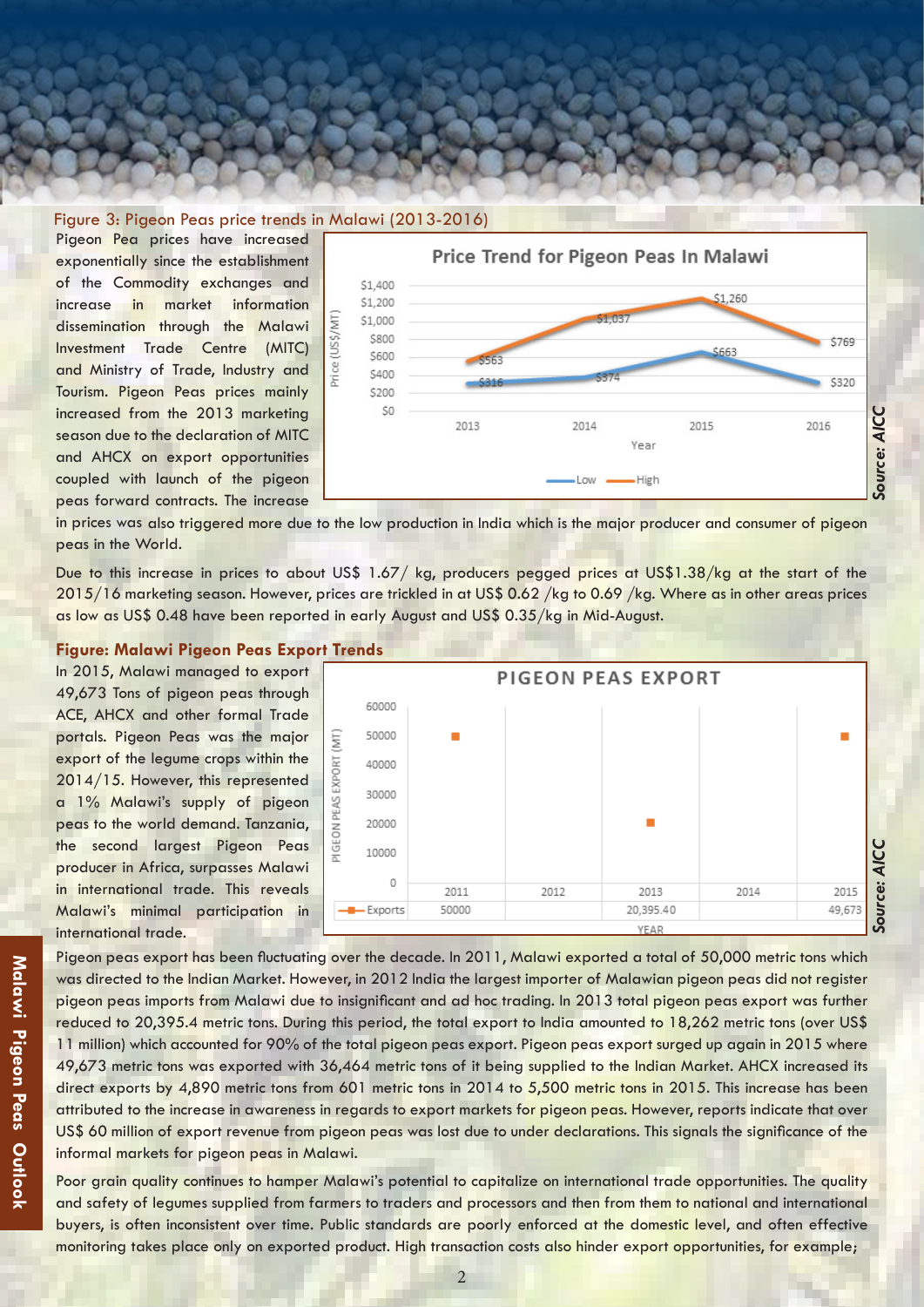Figure 3: Pigeon Peas price trends in Malawi (2013-2016)

Pigeon Pea prices have increased exponentially since the establishment of the Commodity exchanges and increase in market information dissemination through the Malawi Investment Trade Centre (MITC) and Ministry of Trade, Industry and Tourism. Pigeon Peas prices mainly increased from the 2013 marketing season due to the declaration of MITC and AHCX on export opportunities coupled with launch of the pigeon peas forward contracts. The increase in prices was also triggered more due to the low production in India which is the major producer and consumer of pigeon peas in the World.

**Price Trend for Pigeon Peas In Malawi**

| Year | Low | High |
|---|---|---|
| 2013 | $316 | $563 |
| 2014 | $374 | $1,037 |
| 2015 | $663 | $1,260 |
| 2016 | $320 | $769 |

*Source: AICC*

Due to this increase in prices to about US$ 1.67/ kg, producers pegged prices at US$1.38/kg at the start of the 2015/16 marketing season. However, prices are trickled in at US$ 0.62 /kg to 0.69 /kg. Where as in other areas prices as low as US$ 0.48 have been reported in early August and US$ 0.35/kg in Mid-August.

**Figure: Malawi Pigeon Peas Export Trends**

In 2015, Malawi managed to export 49,673 Tons of pigeon peas through ACE, AHCX and other formal Trade portals. Pigeon Peas was the major export of the legume crops within the 2014/15. However, this represented a 1% Malawi's supply of pigeon peas to the world demand. Tanzania, the second largest Pigeon Peas producer in Africa, surpasses Malawi in international trade. This reveals Malawi's minimal participation in international trade.

**PIGEON PEAS EXPORT**

| YEAR | 2011 | 2012 | 2013 | 2014 | 2015 |
|---|---|---|---|---|---|
| Exports | 50000 | | 20,395.40 | | 49,673 |

*Source: AICC*

Pigeon peas export has been fluctuating over the decade. In 2011, Malawi exported a total of 50,000 metric tons which was directed to the Indian Market. However, in 2012 India the largest importer of Malawian pigeon peas did not register pigeon peas imports from Malawi due to insignificant and ad hoc trading. In 2013 total pigeon peas export was further reduced to 20,395.4 metric tons. During this period, the total export to India amounted to 18,262 metric tons (over US$ 11 million) which accounted for 90% of the total pigeon peas export. Pigeon peas export surged up again in 2015 where 49,673 metric tons was exported with 36,464 metric tons of it being supplied to the Indian Market. AHCX increased its direct exports by 4,890 metric tons from 601 metric tons in 2014 to 5,500 metric tons in 2015. This increase has been attributed to the increase in awareness in regards to export markets for pigeon peas. However, reports indicate that over US$ 60 million of export revenue from pigeon peas was lost due to under declarations. This signals the significance of the informal markets for pigeon peas in Malawi.

Poor grain quality continues to hamper Malawi's potential to capitalize on international trade opportunities. The quality and safety of legumes supplied from farmers to traders and processors and then from them to national and international buyers, is often inconsistent over time. Public standards are poorly enforced at the domestic level, and often effective monitoring takes place only on exported product. High transaction costs also hinder export opportunities, for example;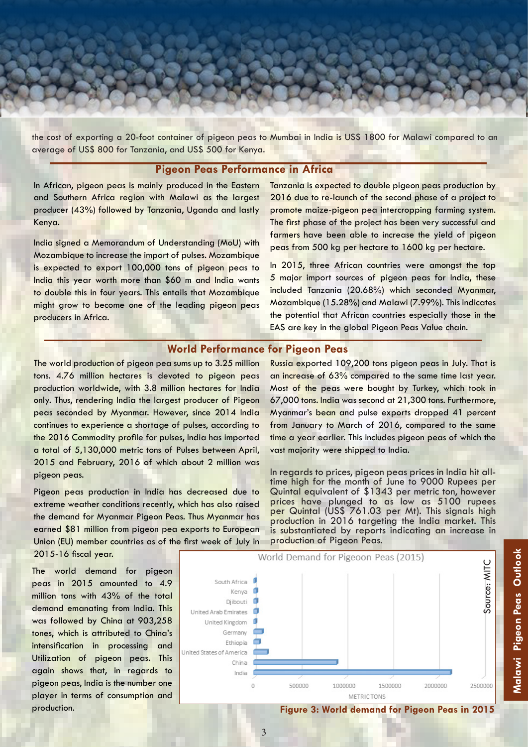the cost of exporting a 20-foot container of pigeon peas to Mumbai in India is US$ 1800 for Malawi compared to an average of US$ 800 for Tanzania, and US$ 500 for Kenya.

## Pigeon Peas Performance in Africa

In African, pigeon peas is mainly produced in the Eastern and Southern Africa region with Malawi as the largest producer (43%) followed by Tanzania, Uganda and lastly Kenya.

India signed a Memorandum of Understanding (MoU) with Mozambique to increase the import of pulses. Mozambique is expected to export 100,000 tons of pigeon peas to India this year worth more than $60 m and India wants to double this in four years. This entails that Mozambique might grow to become one of the leading pigeon peas producers in Africa.

Tanzania is expected to double pigeon peas production by 2016 due to re-launch of the second phase of a project to promote maize-pigeon pea intercropping farming system. The first phase of the project has been very successful and farmers have been able to increase the yield of pigeon peas from 500 kg per hectare to 1600 kg per hectare.

In 2015, three African countries were amongst the top 5 major import sources of pigeon peas for India, these included Tanzania (20.68%) which seconded Myanmar, Mozambique (15.28%) and Malawi (7.99%). This indicates the potential that African countries especially those in the EAS are key in the global Pigeon Peas Value chain.

## World Performance for Pigeon Peas

The world production of pigeon pea sums up to 3.25 million tons. 4.76 million hectares is devoted to pigeon peas production worldwide, with 3.8 million hectares for India only. Thus, rendering India the largest producer of Pigeon peas seconded by Myanmar. However, since 2014 India continues to experience a shortage of pulses, according to the 2016 Commodity profile for pulses, India has imported a total of 5,130,000 metric tons of Pulses between April, 2015 and February, 2016 of which about 2 million was pigeon peas.

Pigeon peas production in India has decreased due to extreme weather conditions recently, which has also raised the demand for Myanmar Pigeon Peas. Thus Myanmar has earned $81 million from pigeon pea exports to European Union (EU) member countries as of the first week of July in 2015-16 fiscal year.

The world demand for pigeon peas in 2015 amounted to 4.9 million tons with 43% of the total demand emanating from India. This was followed by China at 903,258 tones, which is attributed to China's intensification in processing and Utilization of pigeon peas. This again shows that, in regards to pigeon peas, India is the number one player in terms of consumption and production.

Russia exported 109,200 tons pigeon peas in July. That is an increase of 63% compared to the same time last year. Most of the peas were bought by Turkey, which took in 67,000 tons. India was second at 21,300 tons. Furthermore, Myanmar's bean and pulse exports dropped 41 percent from January to March of 2016, compared to the same time a year earlier. This includes pigeon peas of which the vast majority were shipped to India.

In regards to prices, pigeon peas prices in India hit all-time high for the month of June to 9000 Rupees per Quintal equivalent of $1343 per metric ton, however prices have plunged to as low as 5100 rupees per Quintal (US$ 761.03 per Mt). This signals high production in 2016 targeting the India market. This is substantiated by reports indicating an increase in production of Pigeon Peas.

World Demand for Pigeoon Peas (2015)

Source: MITC

**Figure 3: World demand for Pigeon Peas in 2015**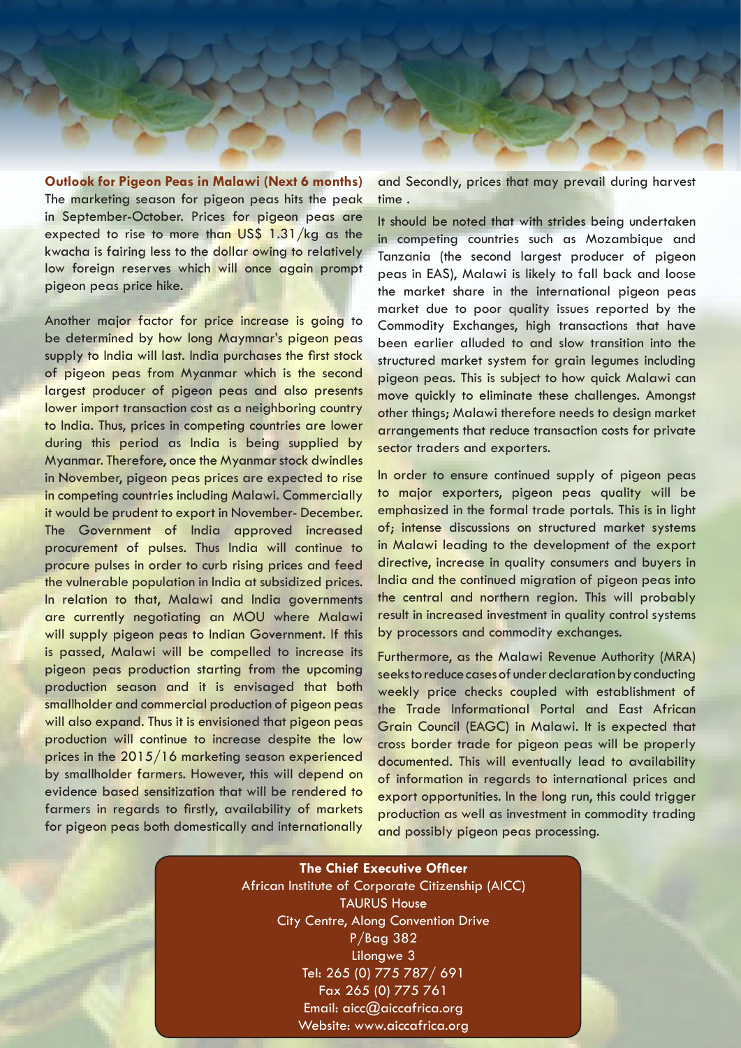### Outlook for Pigeon Peas in Malawi (Next 6 months)

The marketing season for pigeon peas hits the peak in September-October. Prices for pigeon peas are expected to rise to more than US$ 1.31/kg as the kwacha is fairing less to the dollar owing to relatively low foreign reserves which will once again prompt pigeon peas price hike.

Another major factor for price increase is going to be determined by how long Maymnar's pigeon peas supply to India will last. India purchases the first stock of pigeon peas from Myanmar which is the second largest producer of pigeon peas and also presents lower import transaction cost as a neighboring country to India. Thus, prices in competing countries are lower during this period as India is being supplied by Myanmar. Therefore, once the Myanmar stock dwindles in November, pigeon peas prices are expected to rise in competing countries including Malawi. Commercially it would be prudent to export in November- December. The Government of India approved increased procurement of pulses. Thus India will continue to procure pulses in order to curb rising prices and feed the vulnerable population in India at subsidized prices. In relation to that, Malawi and India governments are currently negotiating an MOU where Malawi will supply pigeon peas to Indian Government. If this is passed, Malawi will be compelled to increase its pigeon peas production starting from the upcoming production season and it is envisaged that both smallholder and commercial production of pigeon peas will also expand. Thus it is envisioned that pigeon peas production will continue to increase despite the low prices in the 2015/16 marketing season experienced by smallholder farmers. However, this will depend on evidence based sensitization that will be rendered to farmers in regards to firstly, availability of markets for pigeon peas both domestically and internationally and Secondly, prices that may prevail during harvest time .

It should be noted that with strides being undertaken in competing countries such as Mozambique and Tanzania (the second largest producer of pigeon peas in EAS), Malawi is likely to fall back and loose the market share in the international pigeon peas market due to poor quality issues reported by the Commodity Exchanges, high transactions that have been earlier alluded to and slow transition into the structured market system for grain legumes including pigeon peas. This is subject to how quick Malawi can move quickly to eliminate these challenges. Amongst other things; Malawi therefore needs to design market arrangements that reduce transaction costs for private sector traders and exporters.

In order to ensure continued supply of pigeon peas to major exporters, pigeon peas quality will be emphasized in the formal trade portals. This is in light of; intense discussions on structured market systems in Malawi leading to the development of the export directive, increase in quality consumers and buyers in India and the continued migration of pigeon peas into the central and northern region. This will probably result in increased investment in quality control systems by processors and commodity exchanges.

Furthermore, as the Malawi Revenue Authority (MRA) seeks to reduce cases of under declaration by conducting weekly price checks coupled with establishment of the Trade Informational Portal and East African Grain Council (EAGC) in Malawi. It is expected that cross border trade for pigeon peas will be properly documented. This will eventually lead to availability of information in regards to international prices and export opportunities. In the long run, this could trigger production as well as investment in commodity trading and possibly pigeon peas processing.

**The Chief Executive Officer**
African Institute of Corporate Citizenship (AICC)
TAURUS House
City Centre, Along Convention Drive
P/Bag 382
Lilongwe 3
Tel: 265 (0) 775 787/ 691
Fax 265 (0) 775 761
Email: aicc@aiccafrica.org
Website: www.aiccafrica.org